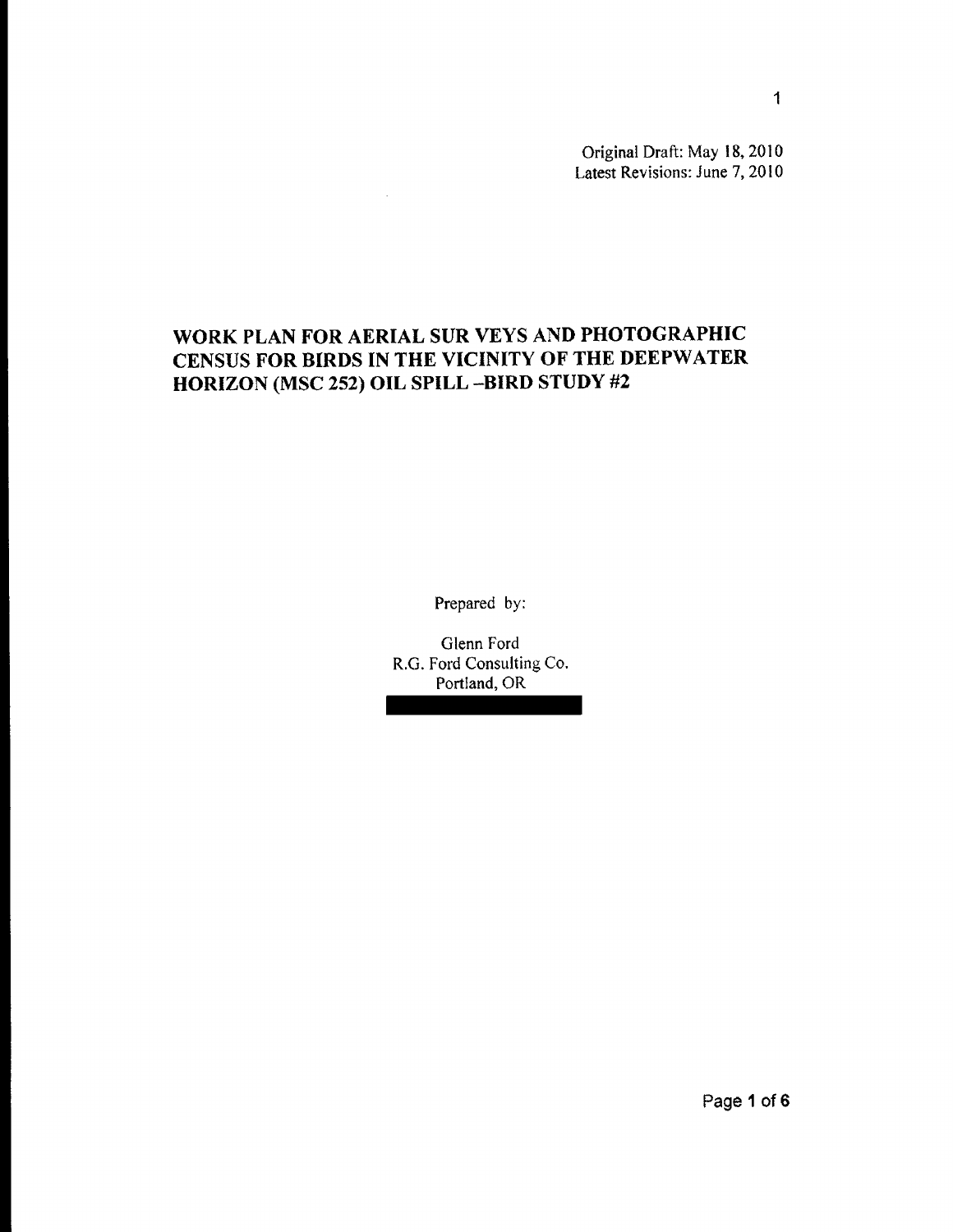Original Draft: May 18, 2010
Latest Revisions: June 7, 2010

# WORK PLAN FOR AERIAL SUR VEYS AND PHOTOGRAPHIC CENSUS FOR BIRDS IN THE VICINITY OF THE DEEPWATER HORIZON (MSC 252) OIL SPILL –BIRD STUDY #2

Prepared by:

Glenn Ford
R.G. Ford Consulting Co.
Portland, OR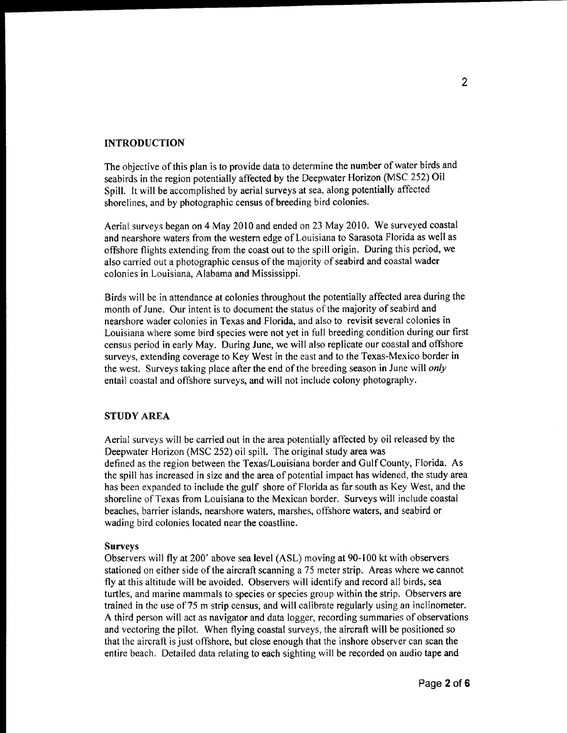## INTRODUCTION

The objective of this plan is to provide data to determine the number of water birds and seabirds in the region potentially affected by the Deepwater Horizon (MSC 252) Oil Spill. It will be accomplished by aerial surveys at sea, along potentially affected shorelines, and by photographic census of breeding bird colonies.

Aerial surveys began on 4 May 2010 and ended on 23 May 2010. We surveyed coastal and nearshore waters from the western edge of Louisiana to Sarasota Florida as well as offshore flights extending from the coast out to the spill origin. During this period, we also carried out a photographic census of the majority of seabird and coastal wader colonies in Louisiana, Alabama and Mississippi.

Birds will be in attendance at colonies throughout the potentially affected area during the month of June. Our intent is to document the status of the majority of seabird and nearshore wader colonies in Texas and Florida, and also to revisit several colonies in Louisiana where some bird species were not yet in full breeding condition during our first census period in early May. During June, we will also replicate our coastal and offshore surveys, extending coverage to Key West in the east and to the Texas-Mexico border in the west. Surveys taking place after the end of the breeding season in June will *only* entail coastal and offshore surveys, and will not include colony photography.

## STUDY AREA

Aerial surveys will be carried out in the area potentially affected by oil released by the Deepwater Horizon (MSC 252) oil spill. The original study area was defined as the region between the Texas/Louisiana border and Gulf County, Florida. As the spill has increased in size and the area of potential impact has widened, the study area has been expanded to include the gulf shore of Florida as far south as Key West, and the shoreline of Texas from Louisiana to the Mexican border. Surveys will include coastal beaches, barrier islands, nearshore waters, marshes, offshore waters, and seabird or wading bird colonies located near the coastline.

### Surveys

Observers will fly at 200' above sea level (ASL) moving at 90-100 kt with observers stationed on either side of the aircraft scanning a 75 meter strip. Areas where we cannot fly at this altitude will be avoided. Observers will identify and record all birds, sea turtles, and marine mammals to species or species group within the strip. Observers are trained in the use of 75 m strip census, and will calibrate regularly using an inclinometer. A third person will act as navigator and data logger, recording summaries of observations and vectoring the pilot. When flying coastal surveys, the aircraft will be positioned so that the aircraft is just offshore, but close enough that the inshore observer can scan the entire beach. Detailed data relating to each sighting will be recorded on audio tape and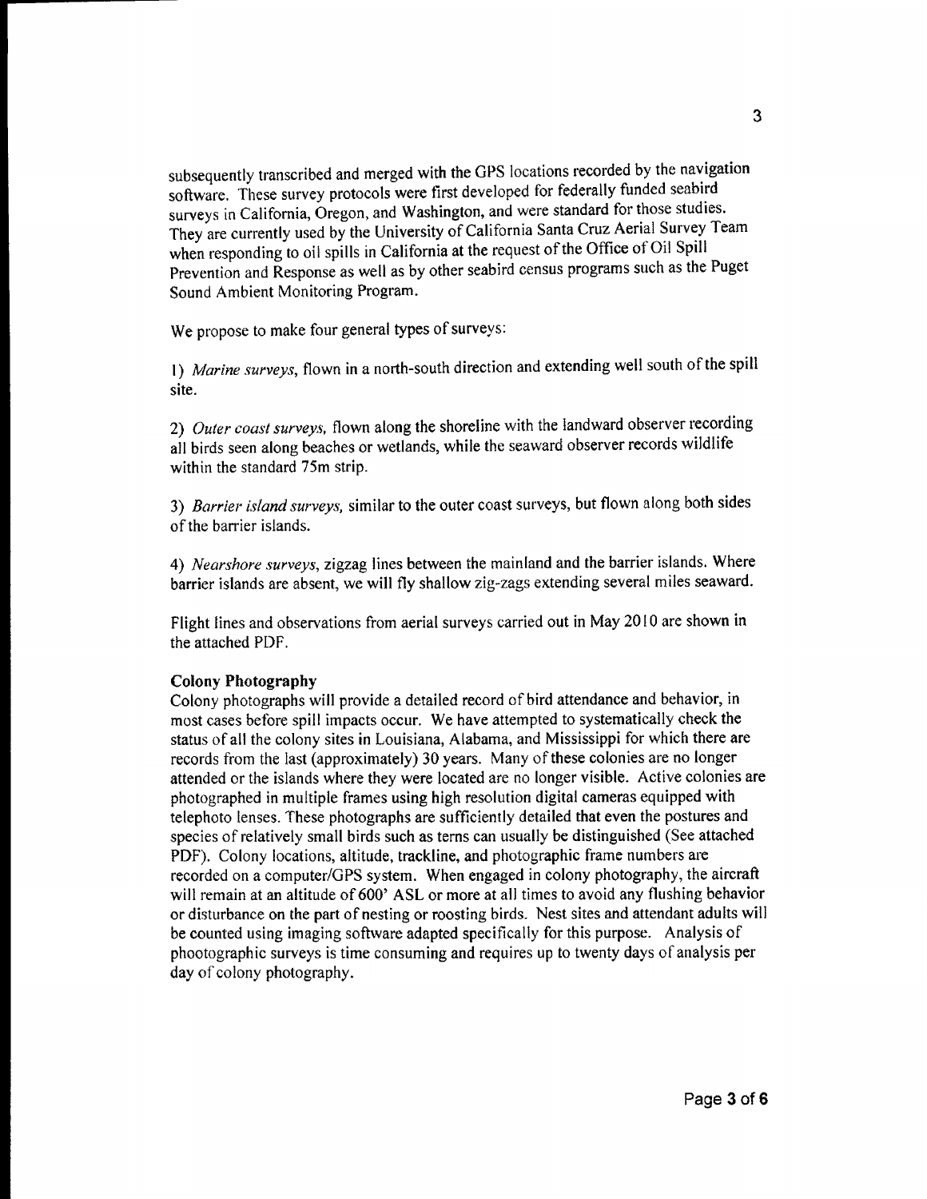subsequently transcribed and merged with the GPS locations recorded by the navigation software. These survey protocols were first developed for federally funded seabird surveys in California, Oregon, and Washington, and were standard for those studies. They are currently used by the University of California Santa Cruz Aerial Survey Team when responding to oil spills in California at the request of the Office of Oil Spill Prevention and Response as well as by other seabird census programs such as the Puget Sound Ambient Monitoring Program.

We propose to make four general types of surveys:

1) *Marine surveys,* flown in a north-south direction and extending well south of the spill site.

2) *Outer coast surveys,* flown along the shoreline with the landward observer recording all birds seen along beaches or wetlands, while the seaward observer records wildlife within the standard 75m strip.

3) *Barrier island surveys,* similar to the outer coast surveys, but flown along both sides of the barrier islands.

4) *Nearshore surveys,* zigzag lines between the mainland and the barrier islands. Where barrier islands are absent, we will fly shallow zig-zags extending several miles seaward.

Flight lines and observations from aerial surveys carried out in May 2010 are shown in the attached PDF.

**Colony Photography**

Colony photographs will provide a detailed record of bird attendance and behavior, in most cases before spill impacts occur. We have attempted to systematically check the status of all the colony sites in Louisiana, Alabama, and Mississippi for which there are records from the last (approximately) 30 years. Many of these colonies are no longer attended or the islands where they were located are no longer visible. Active colonies are photographed in multiple frames using high resolution digital cameras equipped with telephoto lenses. These photographs are sufficiently detailed that even the postures and species of relatively small birds such as terns can usually be distinguished (See attached PDF). Colony locations, altitude, trackline, and photographic frame numbers are recorded on a computer/GPS system. When engaged in colony photography, the aircraft will remain at an altitude of 600' ASL or more at all times to avoid any flushing behavior or disturbance on the part of nesting or roosting birds. Nest sites and attendant adults will be counted using imaging software adapted specifically for this purpose. Analysis of phootographic surveys is time consuming and requires up to twenty days of analysis per day of colony photography.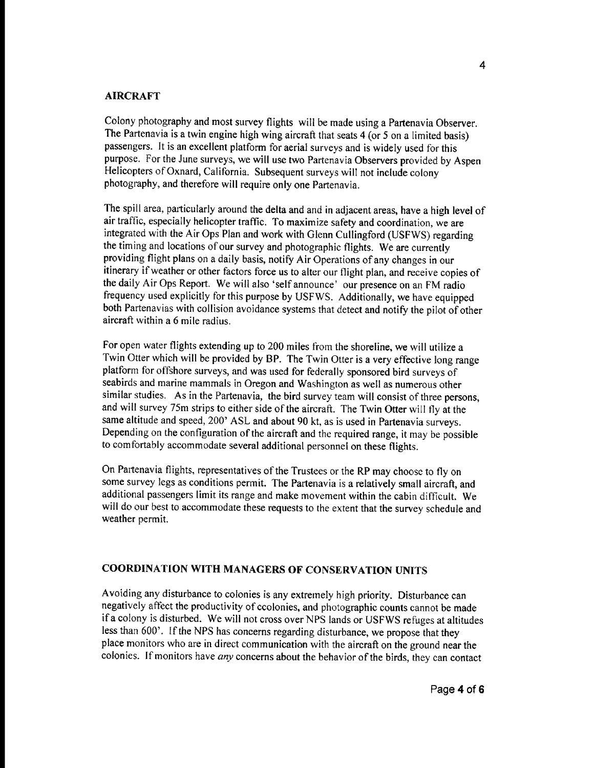## AIRCRAFT

Colony photography and most survey flights will be made using a Partenavia Observer. The Partenavia is a twin engine high wing aircraft that seats 4 (or 5 on a limited basis) passengers. It is an excellent platform for aerial surveys and is widely used for this purpose. For the June surveys, we will use two Partenavia Observers provided by Aspen Helicopters of Oxnard, California. Subsequent surveys will not include colony photography, and therefore will require only one Partenavia.

The spill area, particularly around the delta and and in adjacent areas, have a high level of air traffic, especially helicopter traffic. To maximize safety and coordination, we are integrated with the Air Ops Plan and work with Glenn Cullingford (USFWS) regarding the timing and locations of our survey and photographic flights. We are currently providing flight plans on a daily basis, notify Air Operations of any changes in our itinerary if weather or other factors force us to alter our flight plan, and receive copies of the daily Air Ops Report. We will also 'self announce' our presence on an FM radio frequency used explicitly for this purpose by USFWS. Additionally, we have equipped both Partenavias with collision avoidance systems that detect and notify the pilot of other aircraft within a 6 mile radius.

For open water flights extending up to 200 miles from the shoreline, we will utilize a Twin Otter which will be provided by BP. The Twin Otter is a very effective long range platform for offshore surveys, and was used for federally sponsored bird surveys of seabirds and marine mammals in Oregon and Washington as well as numerous other similar studies. As in the Partenavia, the bird survey team will consist of three persons, and will survey 75m strips to either side of the aircraft. The Twin Otter will fly at the same altitude and speed, 200' ASL and about 90 kt, as is used in Partenavia surveys. Depending on the configuration of the aircraft and the required range, it may be possible to comfortably accommodate several additional personnel on these flights.

On Partenavia flights, representatives of the Trustees or the RP may choose to fly on some survey legs as conditions permit. The Partenavia is a relatively small aircraft, and additional passengers limit its range and make movement within the cabin difficult. We will do our best to accommodate these requests to the extent that the survey schedule and weather permit.

## COORDINATION WITH MANAGERS OF CONSERVATION UNITS

Avoiding any disturbance to colonies is any extremely high priority. Disturbance can negatively affect the productivity of ccolonies, and photographic counts cannot be made if a colony is disturbed. We will not cross over NPS lands or USFWS refuges at altitudes less than 600'. If the NPS has concerns regarding disturbance, we propose that they place monitors who are in direct communication with the aircraft on the ground near the colonies. If monitors have *any* concerns about the behavior of the birds, they can contact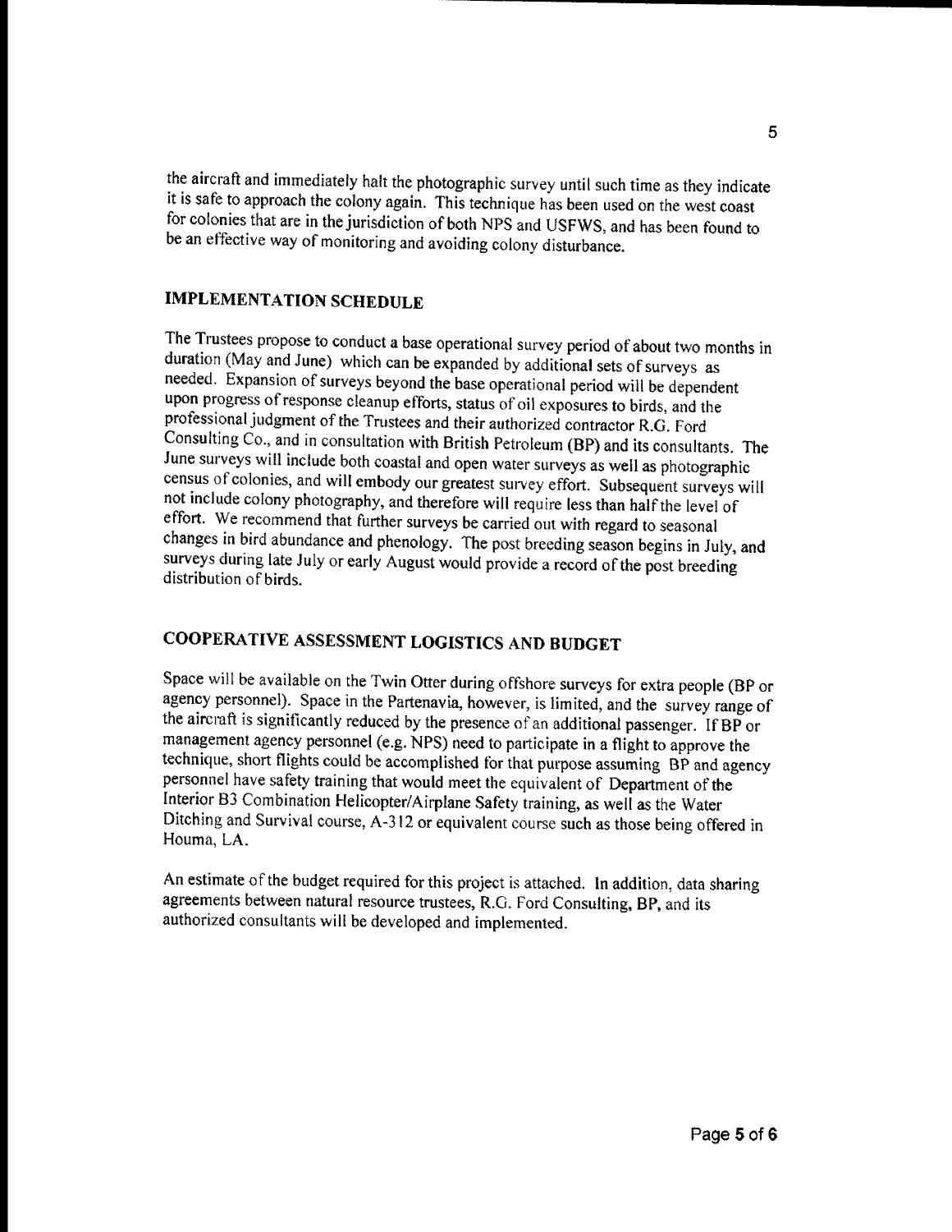the aircraft and immediately halt the photographic survey until such time as they indicate it is safe to approach the colony again. This technique has been used on the west coast for colonies that are in the jurisdiction of both NPS and USFWS, and has been found to be an effective way of monitoring and avoiding colony disturbance.

## IMPLEMENTATION SCHEDULE

The Trustees propose to conduct a base operational survey period of about two months in duration (May and June) which can be expanded by additional sets of surveys as needed. Expansion of surveys beyond the base operational period will be dependent upon progress of response cleanup efforts, status of oil exposures to birds, and the professional judgment of the Trustees and their authorized contractor R.G. Ford Consulting Co., and in consultation with British Petroleum (BP) and its consultants. The June surveys will include both coastal and open water surveys as well as photographic census of colonies, and will embody our greatest survey effort. Subsequent surveys will not include colony photography, and therefore will require less than half the level of effort. We recommend that further surveys be carried out with regard to seasonal changes in bird abundance and phenology. The post breeding season begins in July, and surveys during late July or early August would provide a record of the post breeding distribution of birds.

## COOPERATIVE ASSESSMENT LOGISTICS AND BUDGET

Space will be available on the Twin Otter during offshore surveys for extra people (BP or agency personnel). Space in the Partenavia, however, is limited, and the survey range of the aircraft is significantly reduced by the presence of an additional passenger. If BP or management agency personnel (e.g. NPS) need to participate in a flight to approve the technique, short flights could be accomplished for that purpose assuming BP and agency personnel have safety training that would meet the equivalent of Department of the Interior B3 Combination Helicopter/Airplane Safety training, as well as the Water Ditching and Survival course, A-312 or equivalent course such as those being offered in Houma, LA.

An estimate of the budget required for this project is attached. In addition, data sharing agreements between natural resource trustees, R.G. Ford Consulting, BP, and its authorized consultants will be developed and implemented.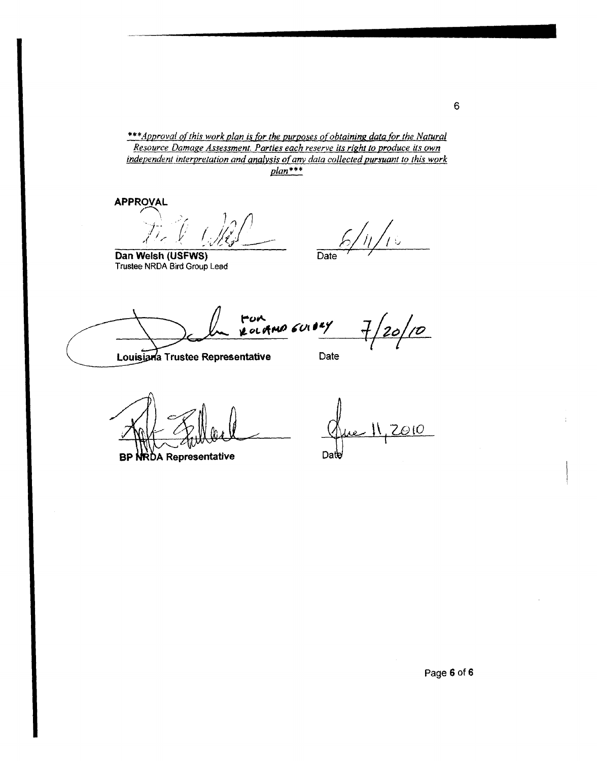***Approval of this work plan is for the purposes of obtaining data for the Natural Resource Damage Assessment. Parties each reserve its right to produce its own independent interpretation and analysis of any data collected pursuant to this work plan***

**APPROVAL**

**Dan Welsh (USFWS)**
Trustee NRDA Bird Group Lead

Date 6/11/10

for Roland Guidry

**Louisiana Trustee Representative**

Date 7/20/10

**BP NRDA Representative**

Date June 11, 2010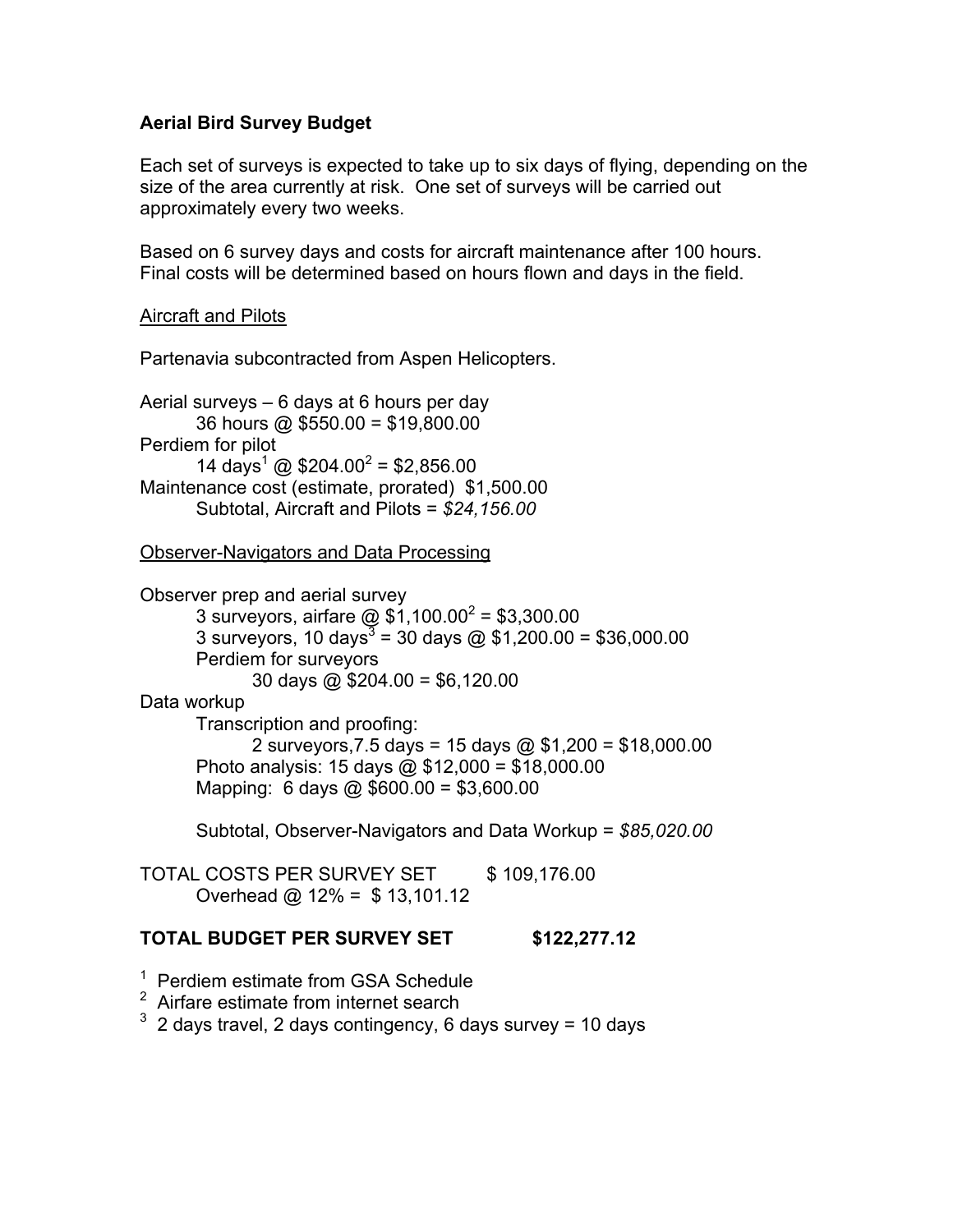**Aerial Bird Survey Budget**

Each set of surveys is expected to take up to six days of flying, depending on the size of the area currently at risk. One set of surveys will be carried out approximately every two weeks.

Based on 6 survey days and costs for aircraft maintenance after 100 hours. Final costs will be determined based on hours flown and days in the field.

<u>Aircraft and Pilots</u>

Partenavia subcontracted from Aspen Helicopters.

Aerial surveys – 6 days at 6 hours per day
    36 hours @ $550.00 = $19,800.00
Perdiem for pilot
    14 days[1] @ $204.00[2] = $2,856.00
Maintenance cost (estimate, prorated) $1,500.00
    Subtotal, Aircraft and Pilots = *$24,156.00*

<u>Observer-Navigators and Data Processing</u>

Observer prep and aerial survey
    3 surveyors, airfare @ $1,100.00[2] = $3,300.00
    3 surveyors, 10 days[3] = 30 days @ $1,200.00 = $36,000.00
    Perdiem for surveyors
        30 days @ $204.00 = $6,120.00
Data workup
    Transcription and proofing:
        2 surveyors,7.5 days = 15 days @ $1,200 = $18,000.00
    Photo analysis: 15 days @ $12,000 = $18,000.00
    Mapping: 6 days @ $600.00 = $3,600.00

    Subtotal, Observer-Navigators and Data Workup = *$85,020.00*

TOTAL COSTS PER SURVEY SET    $ 109,176.00
    Overhead @ 12% = $ 13,101.12

**TOTAL BUDGET PER SURVEY SET    $122,277.12**

[1] Perdiem estimate from GSA Schedule
[2] Airfare estimate from internet search
[3] 2 days travel, 2 days contingency, 6 days survey = 10 days